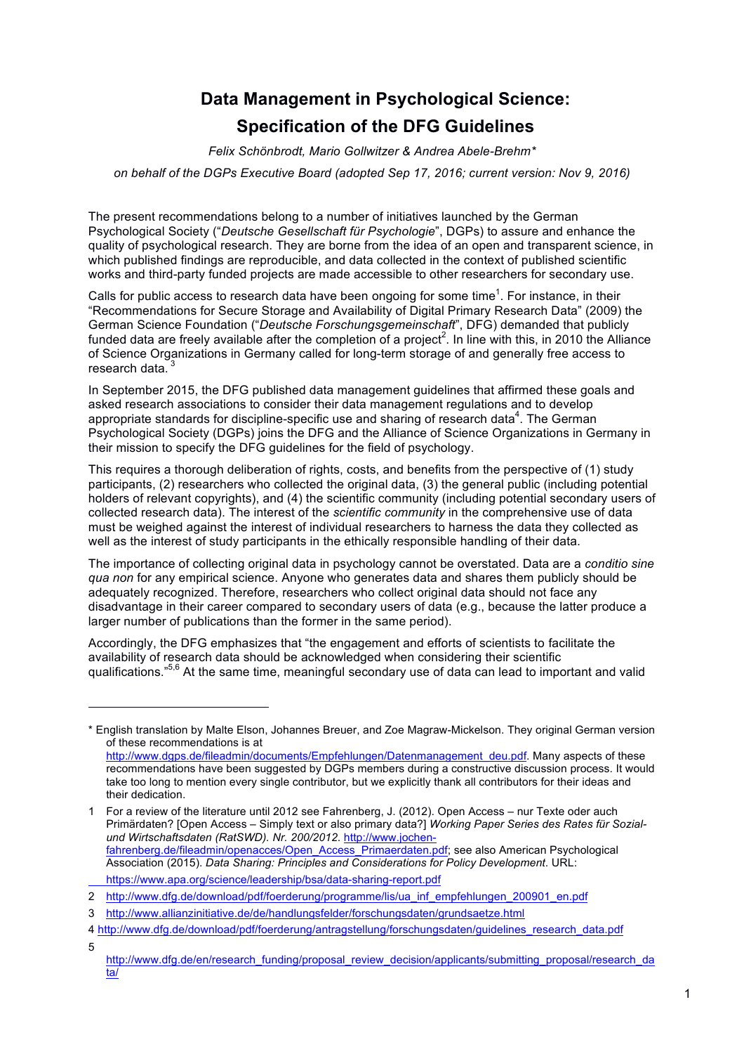# Data Management in Psychological Science: Specification of the DFG Guidelines

*Felix Schönbrodt, Mario Gollwitzer & Andrea Abele-Brehm\**

*on behalf of the DGPs Executive Board (adopted Sep 17, 2016; current version: Nov 9, 2016)*

The present recommendations belong to a number of initiatives launched by the German Psychological Society ("*Deutsche Gesellschaft für Psychologie*", DGPs) to assure and enhance the quality of psychological research. They are borne from the idea of an open and transparent science, in which published findings are reproducible, and data collected in the context of published scientific works and third-party funded projects are made accessible to other researchers for secondary use.

Calls for public access to research data have been ongoing for some time[1]. For instance, in their "Recommendations for Secure Storage and Availability of Digital Primary Research Data" (2009) the German Science Foundation ("*Deutsche Forschungsgemeinschaft*", DFG) demanded that publicly funded data are freely available after the completion of a project[2]. In line with this, in 2010 the Alliance of Science Organizations in Germany called for long-term storage of and generally free access to research data.[3]

In September 2015, the DFG published data management guidelines that affirmed these goals and asked research associations to consider their data management regulations and to develop appropriate standards for discipline-specific use and sharing of research data[4]. The German Psychological Society (DGPs) joins the DFG and the Alliance of Science Organizations in Germany in their mission to specify the DFG guidelines for the field of psychology.

This requires a thorough deliberation of rights, costs, and benefits from the perspective of (1) study participants, (2) researchers who collected the original data, (3) the general public (including potential holders of relevant copyrights), and (4) the scientific community (including potential secondary users of collected research data). The interest of the *scientific community* in the comprehensive use of data must be weighed against the interest of individual researchers to harness the data they collected as well as the interest of study participants in the ethically responsible handling of their data.

The importance of collecting original data in psychology cannot be overstated. Data are a *conditio sine qua non* for any empirical science. Anyone who generates data and shares them publicly should be adequately recognized. Therefore, researchers who collect original data should not face any disadvantage in their career compared to secondary users of data (e.g., because the latter produce a larger number of publications than the former in the same period).

Accordingly, the DFG emphasizes that "the engagement and efforts of scientists to facilitate the availability of research data should be acknowledged when considering their scientific qualifications."[5,6] At the same time, meaningful secondary use of data can lead to important and valid

---

\* English translation by Malte Elson, Johannes Breuer, and Zoe Magraw-Mickelson. They original German version of these recommendations is at http://www.dgps.de/fileadmin/documents/Empfehlungen/Datenmanagement_deu.pdf. Many aspects of these recommendations have been suggested by DGPs members during a constructive discussion process. It would take too long to mention every single contributor, but we explicitly thank all contributors for their ideas and their dedication.

1 For a review of the literature until 2012 see Fahrenberg, J. (2012). Open Access – nur Texte oder auch Primärdaten? [Open Access – Simply text or also primary data?] *Working Paper Series des Rates für Sozial- und Wirtschaftsdaten (RatSWD). Nr. 200/2012*. http://www.jochen-fahrenberg.de/fileadmin/openacces/Open_Access_Primaerdaten.pdf; see also American Psychological Association (2015). *Data Sharing: Principles and Considerations for Policy Development*. URL: https://www.apa.org/science/leadership/bsa/data-sharing-report.pdf

2 http://www.dfg.de/download/pdf/foerderung/programme/lis/ua_inf_empfehlungen_200901_en.pdf

3 http://www.allianzinitiative.de/de/handlungsfelder/forschungsdaten/grundsaetze.html

4 http://www.dfg.de/download/pdf/foerderung/antragstellung/forschungsdaten/guidelines_research_data.pdf

5 http://www.dfg.de/en/research_funding/proposal_review_decision/applicants/submitting_proposal/research_data/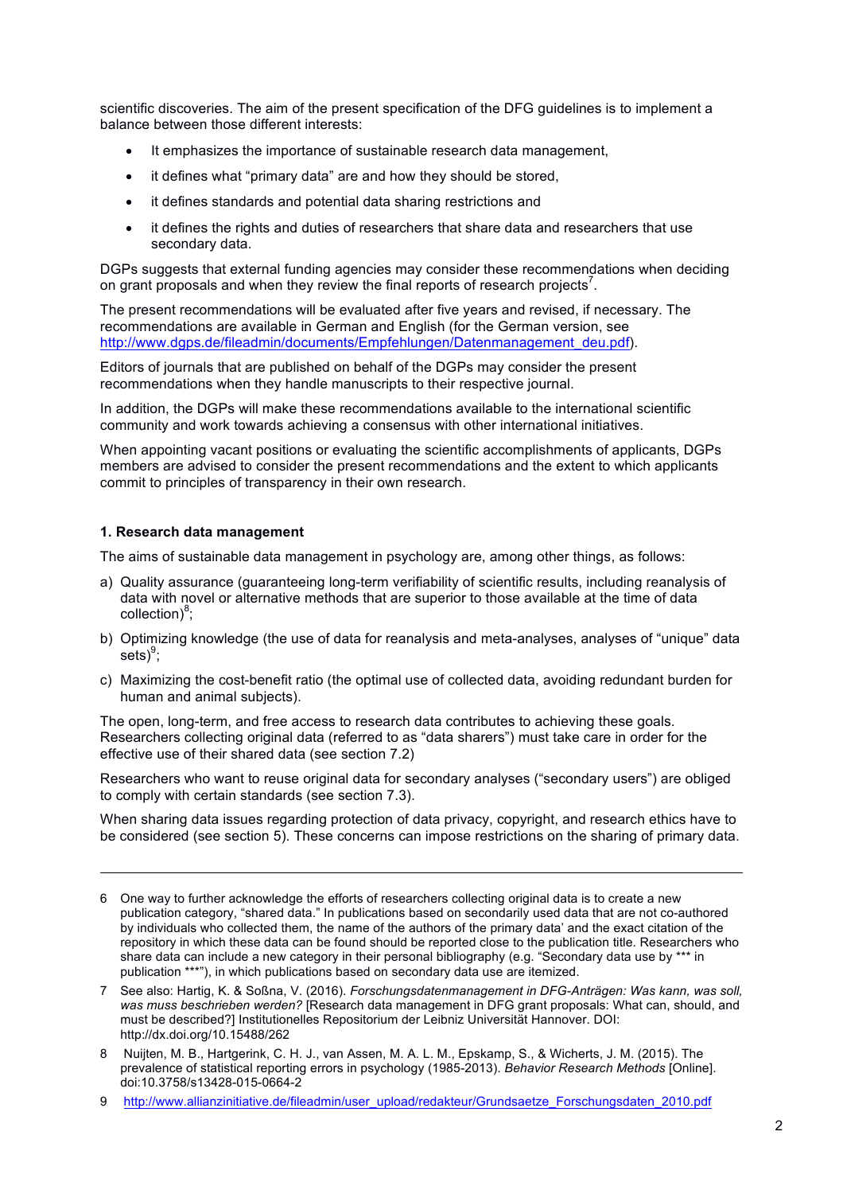scientific discoveries. The aim of the present specification of the DFG guidelines is to implement a balance between those different interests:

- It emphasizes the importance of sustainable research data management,
- it defines what "primary data" are and how they should be stored,
- it defines standards and potential data sharing restrictions and
- it defines the rights and duties of researchers that share data and researchers that use secondary data.

DGPs suggests that external funding agencies may consider these recommendations when deciding on grant proposals and when they review the final reports of research projects[7].

The present recommendations will be evaluated after five years and revised, if necessary. The recommendations are available in German and English (for the German version, see http://www.dgps.de/fileadmin/documents/Empfehlungen/Datenmanagement_deu.pdf).

Editors of journals that are published on behalf of the DGPs may consider the present recommendations when they handle manuscripts to their respective journal.

In addition, the DGPs will make these recommendations available to the international scientific community and work towards achieving a consensus with other international initiatives.

When appointing vacant positions or evaluating the scientific accomplishments of applicants, DGPs members are advised to consider the present recommendations and the extent to which applicants commit to principles of transparency in their own research.

#### 1. Research data management

The aims of sustainable data management in psychology are, among other things, as follows:

a) Quality assurance (guaranteeing long-term verifiability of scientific results, including reanalysis of data with novel or alternative methods that are superior to those available at the time of data collection)[8];

b) Optimizing knowledge (the use of data for reanalysis and meta-analyses, analyses of "unique" data sets)[9];

c) Maximizing the cost-benefit ratio (the optimal use of collected data, avoiding redundant burden for human and animal subjects).

The open, long-term, and free access to research data contributes to achieving these goals. Researchers collecting original data (referred to as "data sharers") must take care in order for the effective use of their shared data (see section 7.2)

Researchers who want to reuse original data for secondary analyses ("secondary users") are obliged to comply with certain standards (see section 7.3).

When sharing data issues regarding protection of data privacy, copyright, and research ethics have to be considered (see section 5). These concerns can impose restrictions on the sharing of primary data.

---

6 One way to further acknowledge the efforts of researchers collecting original data is to create a new publication category, "shared data." In publications based on secondarily used data that are not co-authored by individuals who collected them, the name of the authors of the primary data' and the exact citation of the repository in which these data can be found should be reported close to the publication title. Researchers who share data can include a new category in their personal bibliography (e.g. "Secondary data use by *** in publication ***"), in which publications based on secondary data use are itemized.

7 See also: Hartig, K. & Soßna, V. (2016). *Forschungsdatenmanagement in DFG-Anträgen: Was kann, was soll, was muss beschrieben werden?* [Research data management in DFG grant proposals: What can, should, and must be described?] Institutionelles Repositorium der Leibniz Universität Hannover. DOI: http://dx.doi.org/10.15488/262

8 Nuijten, M. B., Hartgerink, C. H. J., van Assen, M. A. L. M., Epskamp, S., & Wicherts, J. M. (2015). The prevalence of statistical reporting errors in psychology (1985-2013). *Behavior Research Methods* [Online]. doi:10.3758/s13428-015-0664-2

9 http://www.allianzinitiative.de/fileadmin/user_upload/redakteur/Grundsaetze_Forschungsdaten_2010.pdf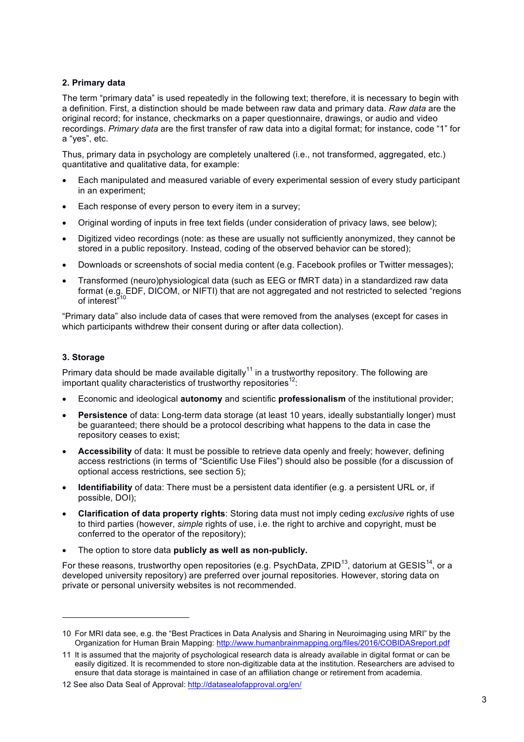## 2. Primary data

The term "primary data" is used repeatedly in the following text; therefore, it is necessary to begin with a definition. First, a distinction should be made between raw data and primary data. *Raw data* are the original record; for instance, checkmarks on a paper questionnaire, drawings, or audio and video recordings. *Primary data* are the first transfer of raw data into a digital format; for instance, code "1" for a "yes", etc.

Thus, primary data in psychology are completely unaltered (i.e., not transformed, aggregated, etc.) quantitative and qualitative data, for example:

- Each manipulated and measured variable of every experimental session of every study participant in an experiment;
- Each response of every person to every item in a survey;
- Original wording of inputs in free text fields (under consideration of privacy laws, see below);
- Digitized video recordings (note: as these are usually not sufficiently anonymized, they cannot be stored in a public repository. Instead, coding of the observed behavior can be stored);
- Downloads or screenshots of social media content (e.g. Facebook profiles or Twitter messages);
- Transformed (neuro)physiological data (such as EEG or fMRT data) in a standardized raw data format (e.g. EDF, DICOM, or NIFTI) that are not aggregated and not restricted to selected "regions of interest"[10]

"Primary data" also include data of cases that were removed from the analyses (except for cases in which participants withdrew their consent during or after data collection).

## 3. Storage

Primary data should be made available digitally[11] in a trustworthy repository. The following are important quality characteristics of trustworthy repositories[12]:

- Economic and ideological **autonomy** and scientific **professionalism** of the institutional provider;
- **Persistence** of data: Long-term data storage (at least 10 years, ideally substantially longer) must be guaranteed; there should be a protocol describing what happens to the data in case the repository ceases to exist;
- **Accessibility** of data: It must be possible to retrieve data openly and freely; however, defining access restrictions (in terms of "Scientific Use Files") should also be possible (for a discussion of optional access restrictions, see section 5);
- **Identifiability** of data: There must be a persistent data identifier (e.g. a persistent URL or, if possible, DOI);
- **Clarification of data property rights**: Storing data must not imply ceding *exclusive* rights of use to third parties (however, *simple* rights of use, i.e. the right to archive and copyright, must be conferred to the operator of the repository);
- The option to store data **publicly as well as non-publicly.**

For these reasons, trustworthy open repositories (e.g. PsychData, ZPID[13], datorium at GESIS[14], or a developed university repository) are preferred over journal repositories. However, storing data on private or personal university websites is not recommended.

---

10 For MRI data see, e.g. the "Best Practices in Data Analysis and Sharing in Neuroimaging using MRI" by the Organization for Human Brain Mapping: http://www.humanbrainmapping.org/files/2016/COBIDASreport.pdf

11 It is assumed that the majority of psychological research data is already available in digital format or can be easily digitized. It is recommended to store non-digitizable data at the institution. Researchers are advised to ensure that data storage is maintained in case of an affiliation change or retirement from academia.

12 See also Data Seal of Approval: http://datasealofapproval.org/en/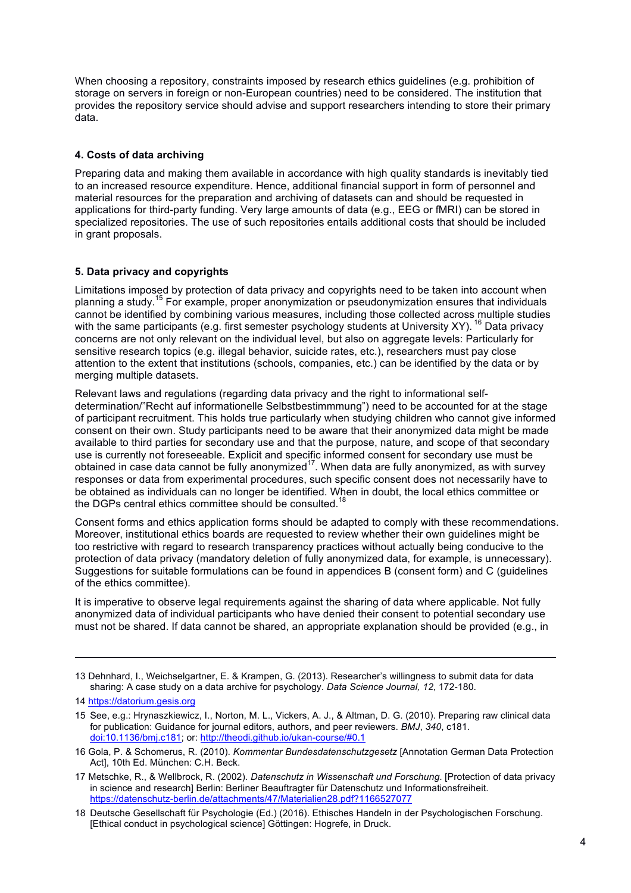When choosing a repository, constraints imposed by research ethics guidelines (e.g. prohibition of storage on servers in foreign or non-European countries) need to be considered. The institution that provides the repository service should advise and support researchers intending to store their primary data.

### 4. Costs of data archiving

Preparing data and making them available in accordance with high quality standards is inevitably tied to an increased resource expenditure. Hence, additional financial support in form of personnel and material resources for the preparation and archiving of datasets can and should be requested in applications for third-party funding. Very large amounts of data (e.g., EEG or fMRI) can be stored in specialized repositories. The use of such repositories entails additional costs that should be included in grant proposals.

### 5. Data privacy and copyrights

Limitations imposed by protection of data privacy and copyrights need to be taken into account when planning a study.[15] For example, proper anonymization or pseudonymization ensures that individuals cannot be identified by combining various measures, including those collected across multiple studies with the same participants (e.g. first semester psychology students at University XY).[16] Data privacy concerns are not only relevant on the individual level, but also on aggregate levels: Particularly for sensitive research topics (e.g. illegal behavior, suicide rates, etc.), researchers must pay close attention to the extent that institutions (schools, companies, etc.) can be identified by the data or by merging multiple datasets.

Relevant laws and regulations (regarding data privacy and the right to informational self-determination/"Recht auf informationelle Selbstbestimmmung") need to be accounted for at the stage of participant recruitment. This holds true particularly when studying children who cannot give informed consent on their own. Study participants need to be aware that their anonymized data might be made available to third parties for secondary use and that the purpose, nature, and scope of that secondary use is currently not foreseeable. Explicit and specific informed consent for secondary use must be obtained in case data cannot be fully anonymized[17]. When data are fully anonymized, as with survey responses or data from experimental procedures, such specific consent does not necessarily have to be obtained as individuals can no longer be identified. When in doubt, the local ethics committee or the DGPs central ethics committee should be consulted.[18]

Consent forms and ethics application forms should be adapted to comply with these recommendations. Moreover, institutional ethics boards are requested to review whether their own guidelines might be too restrictive with regard to research transparency practices without actually being conducive to the protection of data privacy (mandatory deletion of fully anonymized data, for example, is unnecessary). Suggestions for suitable formulations can be found in appendices B (consent form) and C (guidelines of the ethics committee).

It is imperative to observe legal requirements against the sharing of data where applicable. Not fully anonymized data of individual participants who have denied their consent to potential secondary use must not be shared. If data cannot be shared, an appropriate explanation should be provided (e.g., in

---

13 Dehnhard, I., Weichselgartner, E. & Krampen, G. (2013). Researcher's willingness to submit data for data sharing: A case study on a data archive for psychology. *Data Science Journal, 12*, 172-180.

14 https://datorium.gesis.org

15 See, e.g.: Hrynaszkiewicz, I., Norton, M. L., Vickers, A. J., & Altman, D. G. (2010). Preparing raw clinical data for publication: Guidance for journal editors, authors, and peer reviewers. *BMJ*, *340*, c181. doi:10.1136/bmj.c181; or: http://theodi.github.io/ukan-course/#0.1

16 Gola, P. & Schomerus, R. (2010). *Kommentar Bundesdatenschutzgesetz* [Annotation German Data Protection Act], 10th Ed. München: C.H. Beck.

17 Metschke, R., & Wellbrock, R. (2002). *Datenschutz in Wissenschaft und Forschung*. [Protection of data privacy in science and research] Berlin: Berliner Beauftragter für Datenschutz und Informationsfreiheit. https://datenschutz-berlin.de/attachments/47/Materialien28.pdf?1166527077

18 Deutsche Gesellschaft für Psychologie (Ed.) (2016). Ethisches Handeln in der Psychologischen Forschung. [Ethical conduct in psychological science] Göttingen: Hogrefe, in Druck.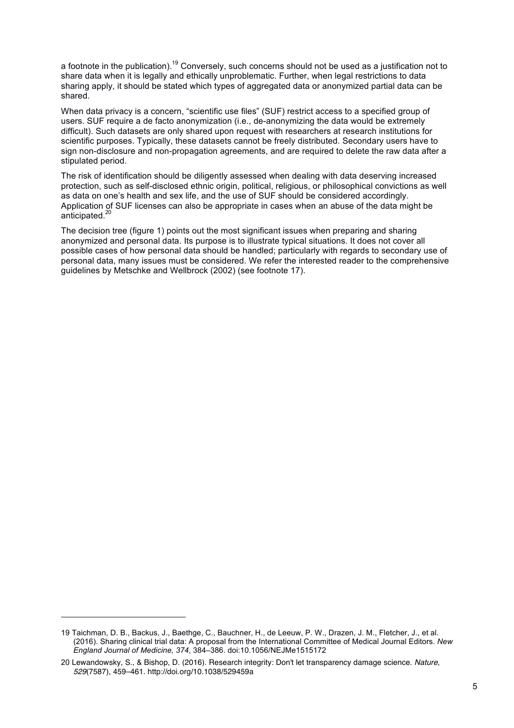a footnote in the publication).[19] Conversely, such concerns should not be used as a justification not to share data when it is legally and ethically unproblematic. Further, when legal restrictions to data sharing apply, it should be stated which types of aggregated data or anonymized partial data can be shared.

When data privacy is a concern, "scientific use files" (SUF) restrict access to a specified group of users. SUF require a de facto anonymization (i.e., de-anonymizing the data would be extremely difficult). Such datasets are only shared upon request with researchers at research institutions for scientific purposes. Typically, these datasets cannot be freely distributed. Secondary users have to sign non-disclosure and non-propagation agreements, and are required to delete the raw data after a stipulated period.

The risk of identification should be diligently assessed when dealing with data deserving increased protection, such as self-disclosed ethnic origin, political, religious, or philosophical convictions as well as data on one's health and sex life, and the use of SUF should be considered accordingly. Application of SUF licenses can also be appropriate in cases when an abuse of the data might be anticipated.[20]

The decision tree (figure 1) points out the most significant issues when preparing and sharing anonymized and personal data. Its purpose is to illustrate typical situations. It does not cover all possible cases of how personal data should be handled; particularly with regards to secondary use of personal data, many issues must be considered. We refer the interested reader to the comprehensive guidelines by Metschke and Wellbrock (2002) (see footnote 17).

---

19 Taichman, D. B., Backus, J., Baethge, C., Bauchner, H., de Leeuw, P. W., Drazen, J. M., Fletcher, J., et al. (2016). Sharing clinical trial data: A proposal from the International Committee of Medical Journal Editors. *New England Journal of Medicine, 374*, 384–386. doi:10.1056/NEJMe1515172

20 Lewandowsky, S., & Bishop, D. (2016). Research integrity: Don't let transparency damage science. *Nature*, *529*(7587), 459–461. http://doi.org/10.1038/529459a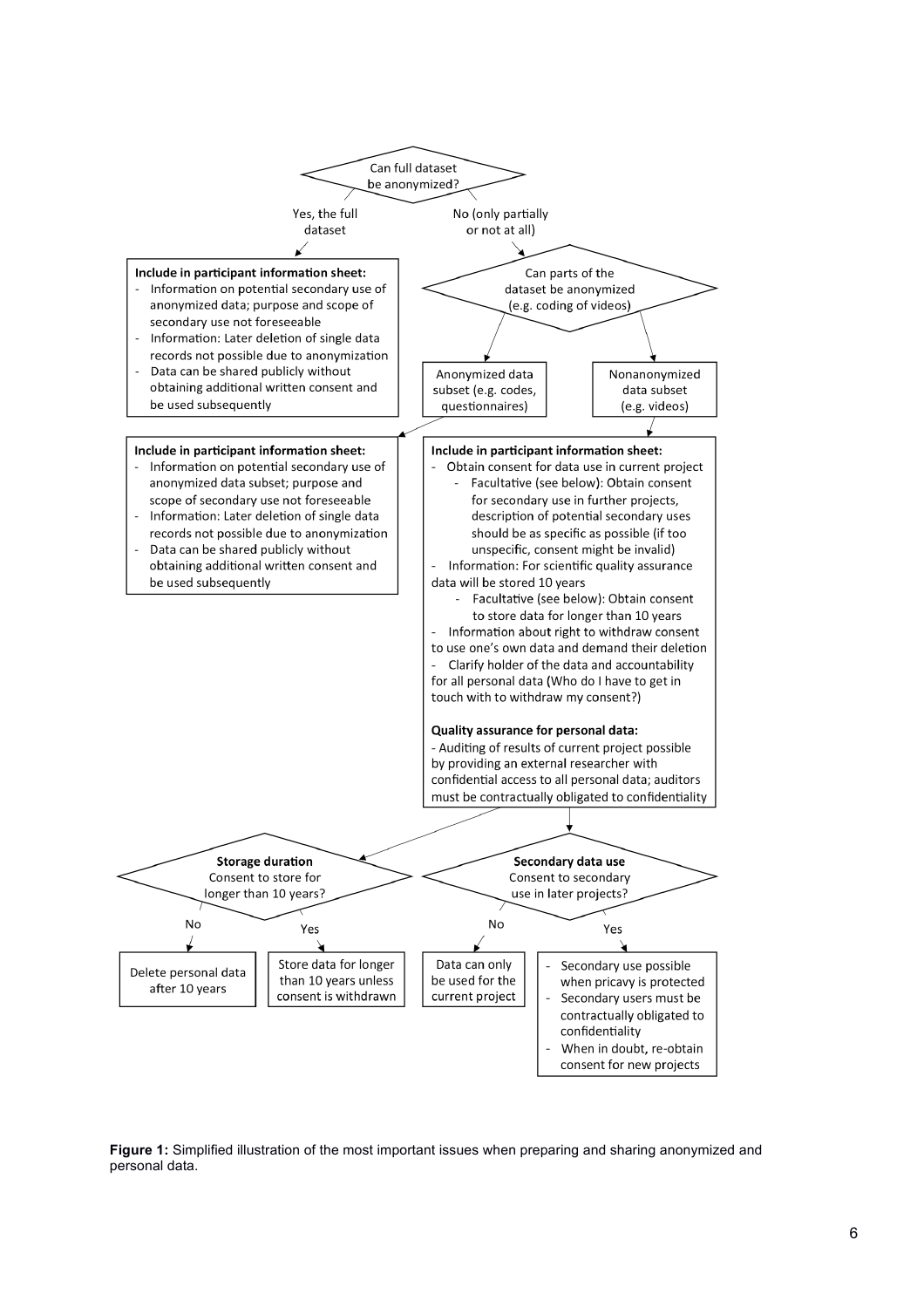Can full dataset be anonymized?

Yes, the full dataset

No (only partially or not at all)

**Include in participant information sheet:**
- Information on potential secondary use of anonymized data; purpose and scope of secondary use not foreseeable
- Information: Later deletion of single data records not possible due to anonymization
- Data can be shared publicly without obtaining additional written consent and be used subsequently

Can parts of the dataset be anonymized (e.g. coding of videos)

Anonymized data subset (e.g. codes, questionnaires)

Nonanonymized data subset (e.g. videos)

**Include in participant information sheet:**
- Information on potential secondary use of anonymized data subset; purpose and scope of secondary use not foreseeable
- Information: Later deletion of single data records not possible due to anonymization
- Data can be shared publicly without obtaining additional written consent and be used subsequently

**Include in participant information sheet:**
- Obtain consent for data use in current project
  - Facultative (see below): Obtain consent for secondary use in further projects, description of potential secondary uses should be as specific as possible (if too unspecific, consent might be invalid)
- Information: For scientific quality assurance data will be stored 10 years
  - Facultative (see below): Obtain consent to store data for longer than 10 years
- Information about right to withdraw consent to use one's own data and demand their deletion
- Clarify holder of the data and accountability for all personal data (Who do I have to get in touch with to withdraw my consent?)

**Quality assurance for personal data:**
- Auditing of results of current project possible by providing an external researcher with confidential access to all personal data; auditors must be contractually obligated to confidentiality

**Storage duration**
Consent to store for longer than 10 years?

No: Delete personal data after 10 years

Yes: Store data for longer than 10 years unless consent is withdrawn

**Secondary data use**
Consent to secondary use in later projects?

No: Data can only be used for the current project

Yes:
- Secondary use possible when pricavy is protected
- Secondary users must be contractually obligated to confidentiality
- When in doubt, re-obtain consent for new projects

**Figure 1:** Simplified illustration of the most important issues when preparing and sharing anonymized and personal data.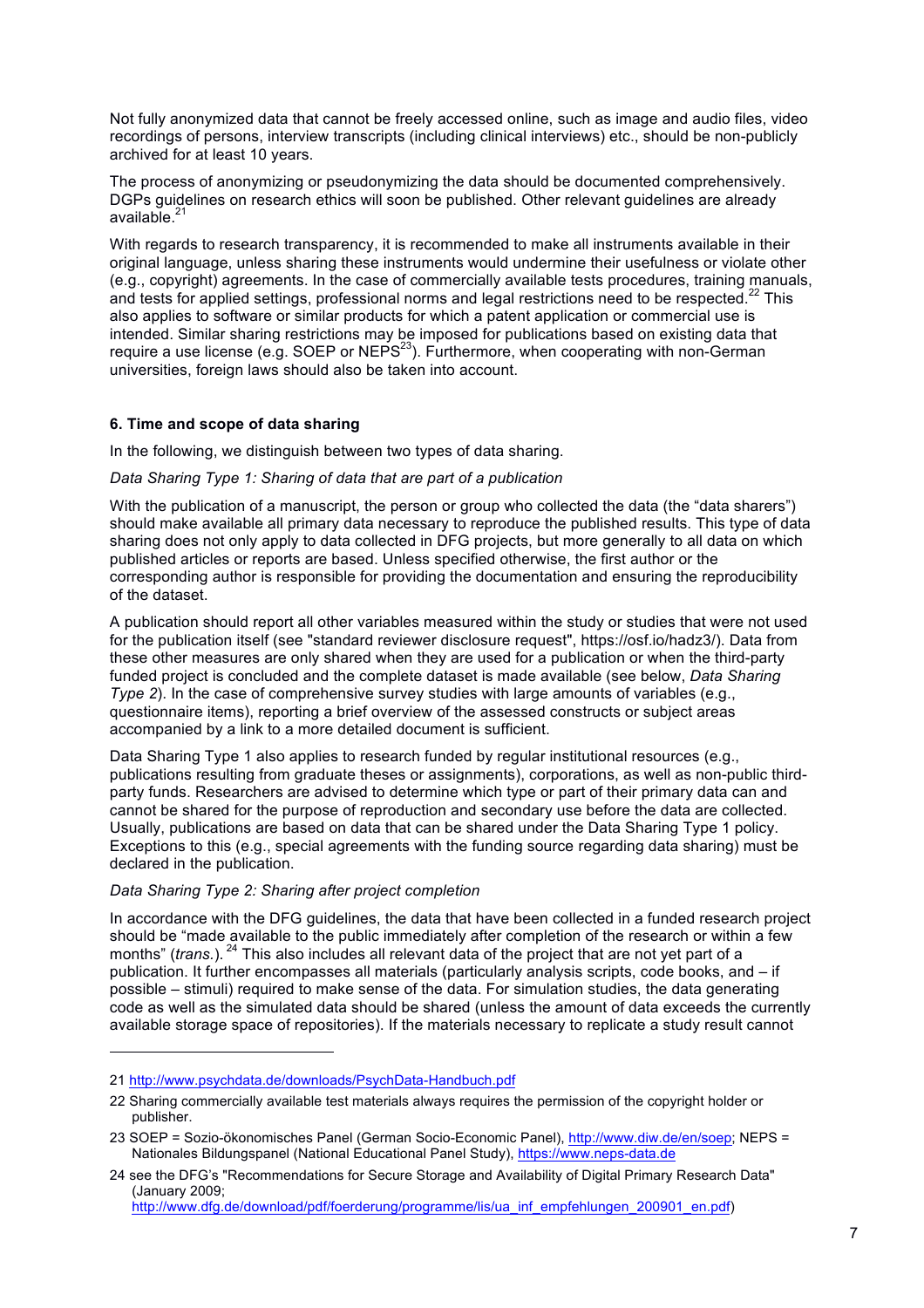Not fully anonymized data that cannot be freely accessed online, such as image and audio files, video recordings of persons, interview transcripts (including clinical interviews) etc., should be non-publicly archived for at least 10 years.

The process of anonymizing or pseudonymizing the data should be documented comprehensively. DGPs guidelines on research ethics will soon be published. Other relevant guidelines are already available.[21]

With regards to research transparency, it is recommended to make all instruments available in their original language, unless sharing these instruments would undermine their usefulness or violate other (e.g., copyright) agreements. In the case of commercially available tests procedures, training manuals, and tests for applied settings, professional norms and legal restrictions need to be respected.[22] This also applies to software or similar products for which a patent application or commercial use is intended. Similar sharing restrictions may be imposed for publications based on existing data that require a use license (e.g. SOEP or NEPS[23]). Furthermore, when cooperating with non-German universities, foreign laws should also be taken into account.

#### 6. Time and scope of data sharing

In the following, we distinguish between two types of data sharing.

*Data Sharing Type 1: Sharing of data that are part of a publication*

With the publication of a manuscript, the person or group who collected the data (the "data sharers") should make available all primary data necessary to reproduce the published results. This type of data sharing does not only apply to data collected in DFG projects, but more generally to all data on which published articles or reports are based. Unless specified otherwise, the first author or the corresponding author is responsible for providing the documentation and ensuring the reproducibility of the dataset.

A publication should report all other variables measured within the study or studies that were not used for the publication itself (see "standard reviewer disclosure request", https://osf.io/hadz3/). Data from these other measures are only shared when they are used for a publication or when the third-party funded project is concluded and the complete dataset is made available (see below, *Data Sharing Type 2*). In the case of comprehensive survey studies with large amounts of variables (e.g., questionnaire items), reporting a brief overview of the assessed constructs or subject areas accompanied by a link to a more detailed document is sufficient.

Data Sharing Type 1 also applies to research funded by regular institutional resources (e.g., publications resulting from graduate theses or assignments), corporations, as well as non-public third-party funds. Researchers are advised to determine which type or part of their primary data can and cannot be shared for the purpose of reproduction and secondary use before the data are collected. Usually, publications are based on data that can be shared under the Data Sharing Type 1 policy. Exceptions to this (e.g., special agreements with the funding source regarding data sharing) must be declared in the publication.

*Data Sharing Type 2: Sharing after project completion*

In accordance with the DFG guidelines, the data that have been collected in a funded research project should be "made available to the public immediately after completion of the research or within a few months" (*trans.*).[24] This also includes all relevant data of the project that are not yet part of a publication. It further encompasses all materials (particularly analysis scripts, code books, and – if possible – stimuli) required to make sense of the data. For simulation studies, the data generating code as well as the simulated data should be shared (unless the amount of data exceeds the currently available storage space of repositories). If the materials necessary to replicate a study result cannot

---

21 http://www.psychdata.de/downloads/PsychData-Handbuch.pdf

22 Sharing commercially available test materials always requires the permission of the copyright holder or publisher.

23 SOEP = Sozio-ökonomisches Panel (German Socio-Economic Panel), http://www.diw.de/en/soep; NEPS = Nationales Bildungspanel (National Educational Panel Study), https://www.neps-data.de

24 see the DFG's "Recommendations for Secure Storage and Availability of Digital Primary Research Data" (January 2009; http://www.dfg.de/download/pdf/foerderung/programme/lis/ua_inf_empfehlungen_200901_en.pdf)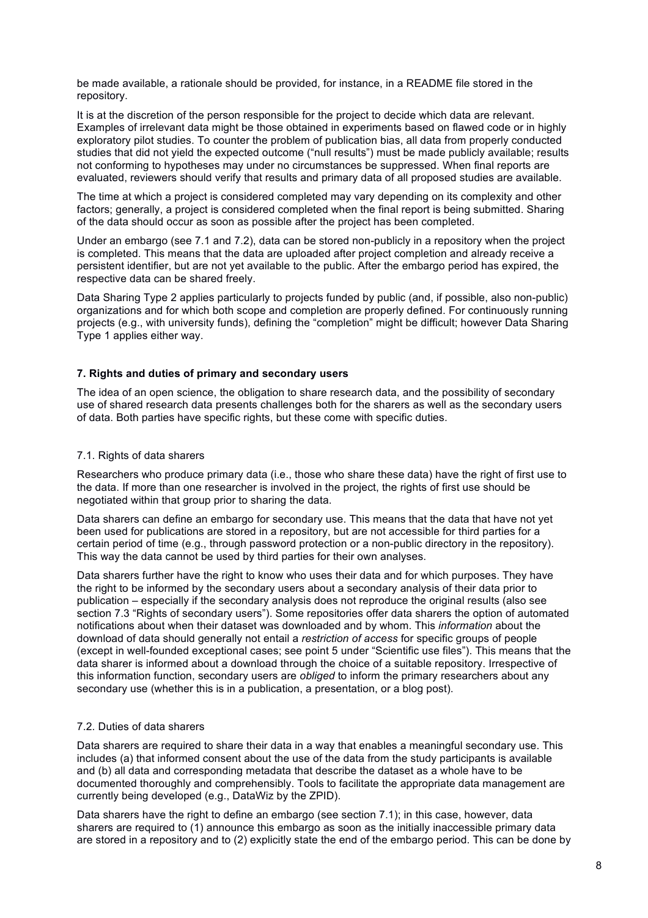be made available, a rationale should be provided, for instance, in a README file stored in the repository.

It is at the discretion of the person responsible for the project to decide which data are relevant. Examples of irrelevant data might be those obtained in experiments based on flawed code or in highly exploratory pilot studies. To counter the problem of publication bias, all data from properly conducted studies that did not yield the expected outcome ("null results") must be made publicly available; results not conforming to hypotheses may under no circumstances be suppressed. When final reports are evaluated, reviewers should verify that results and primary data of all proposed studies are available.

The time at which a project is considered completed may vary depending on its complexity and other factors; generally, a project is considered completed when the final report is being submitted. Sharing of the data should occur as soon as possible after the project has been completed.

Under an embargo (see 7.1 and 7.2), data can be stored non-publicly in a repository when the project is completed. This means that the data are uploaded after project completion and already receive a persistent identifier, but are not yet available to the public. After the embargo period has expired, the respective data can be shared freely.

Data Sharing Type 2 applies particularly to projects funded by public (and, if possible, also non-public) organizations and for which both scope and completion are properly defined. For continuously running projects (e.g., with university funds), defining the "completion" might be difficult; however Data Sharing Type 1 applies either way.

## 7. Rights and duties of primary and secondary users

The idea of an open science, the obligation to share research data, and the possibility of secondary use of shared research data presents challenges both for the sharers as well as the secondary users of data. Both parties have specific rights, but these come with specific duties.

### 7.1. Rights of data sharers

Researchers who produce primary data (i.e., those who share these data) have the right of first use to the data. If more than one researcher is involved in the project, the rights of first use should be negotiated within that group prior to sharing the data.

Data sharers can define an embargo for secondary use. This means that the data that have not yet been used for publications are stored in a repository, but are not accessible for third parties for a certain period of time (e.g., through password protection or a non-public directory in the repository). This way the data cannot be used by third parties for their own analyses.

Data sharers further have the right to know who uses their data and for which purposes. They have the right to be informed by the secondary users about a secondary analysis of their data prior to publication – especially if the secondary analysis does not reproduce the original results (also see section 7.3 "Rights of secondary users"). Some repositories offer data sharers the option of automated notifications about when their dataset was downloaded and by whom. This *information* about the download of data should generally not entail a *restriction of access* for specific groups of people (except in well-founded exceptional cases; see point 5 under "Scientific use files"). This means that the data sharer is informed about a download through the choice of a suitable repository. Irrespective of this information function, secondary users are *obliged* to inform the primary researchers about any secondary use (whether this is in a publication, a presentation, or a blog post).

### 7.2. Duties of data sharers

Data sharers are required to share their data in a way that enables a meaningful secondary use. This includes (a) that informed consent about the use of the data from the study participants is available and (b) all data and corresponding metadata that describe the dataset as a whole have to be documented thoroughly and comprehensibly. Tools to facilitate the appropriate data management are currently being developed (e.g., DataWiz by the ZPID).

Data sharers have the right to define an embargo (see section 7.1); in this case, however, data sharers are required to (1) announce this embargo as soon as the initially inaccessible primary data are stored in a repository and to (2) explicitly state the end of the embargo period. This can be done by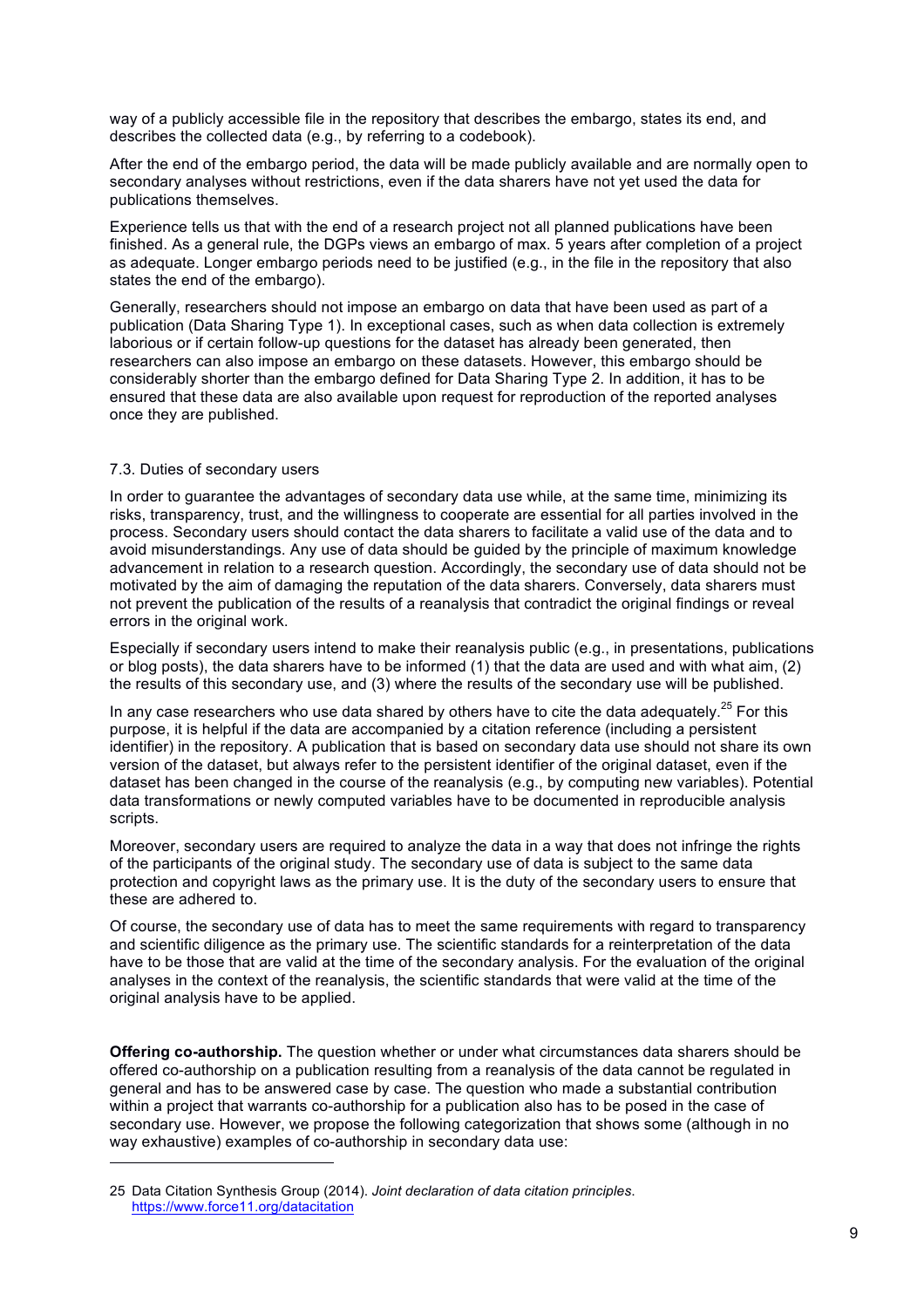way of a publicly accessible file in the repository that describes the embargo, states its end, and describes the collected data (e.g., by referring to a codebook).

After the end of the embargo period, the data will be made publicly available and are normally open to secondary analyses without restrictions, even if the data sharers have not yet used the data for publications themselves.

Experience tells us that with the end of a research project not all planned publications have been finished. As a general rule, the DGPs views an embargo of max. 5 years after completion of a project as adequate. Longer embargo periods need to be justified (e.g., in the file in the repository that also states the end of the embargo).

Generally, researchers should not impose an embargo on data that have been used as part of a publication (Data Sharing Type 1). In exceptional cases, such as when data collection is extremely laborious or if certain follow-up questions for the dataset has already been generated, then researchers can also impose an embargo on these datasets. However, this embargo should be considerably shorter than the embargo defined for Data Sharing Type 2. In addition, it has to be ensured that these data are also available upon request for reproduction of the reported analyses once they are published.

### 7.3. Duties of secondary users

In order to guarantee the advantages of secondary data use while, at the same time, minimizing its risks, transparency, trust, and the willingness to cooperate are essential for all parties involved in the process. Secondary users should contact the data sharers to facilitate a valid use of the data and to avoid misunderstandings. Any use of data should be guided by the principle of maximum knowledge advancement in relation to a research question. Accordingly, the secondary use of data should not be motivated by the aim of damaging the reputation of the data sharers. Conversely, data sharers must not prevent the publication of the results of a reanalysis that contradict the original findings or reveal errors in the original work.

Especially if secondary users intend to make their reanalysis public (e.g., in presentations, publications or blog posts), the data sharers have to be informed (1) that the data are used and with what aim, (2) the results of this secondary use, and (3) where the results of the secondary use will be published.

In any case researchers who use data shared by others have to cite the data adequately.[25] For this purpose, it is helpful if the data are accompanied by a citation reference (including a persistent identifier) in the repository. A publication that is based on secondary data use should not share its own version of the dataset, but always refer to the persistent identifier of the original dataset, even if the dataset has been changed in the course of the reanalysis (e.g., by computing new variables). Potential data transformations or newly computed variables have to be documented in reproducible analysis scripts.

Moreover, secondary users are required to analyze the data in a way that does not infringe the rights of the participants of the original study. The secondary use of data is subject to the same data protection and copyright laws as the primary use. It is the duty of the secondary users to ensure that these are adhered to.

Of course, the secondary use of data has to meet the same requirements with regard to transparency and scientific diligence as the primary use. The scientific standards for a reinterpretation of the data have to be those that are valid at the time of the secondary analysis. For the evaluation of the original analyses in the context of the reanalysis, the scientific standards that were valid at the time of the original analysis have to be applied.

**Offering co-authorship.** The question whether or under what circumstances data sharers should be offered co-authorship on a publication resulting from a reanalysis of the data cannot be regulated in general and has to be answered case by case. The question who made a substantial contribution within a project that warrants co-authorship for a publication also has to be posed in the case of secondary use. However, we propose the following categorization that shows some (although in no way exhaustive) examples of co-authorship in secondary data use:

---

25 Data Citation Synthesis Group (2014). *Joint declaration of data citation principles*. https://www.force11.org/datacitation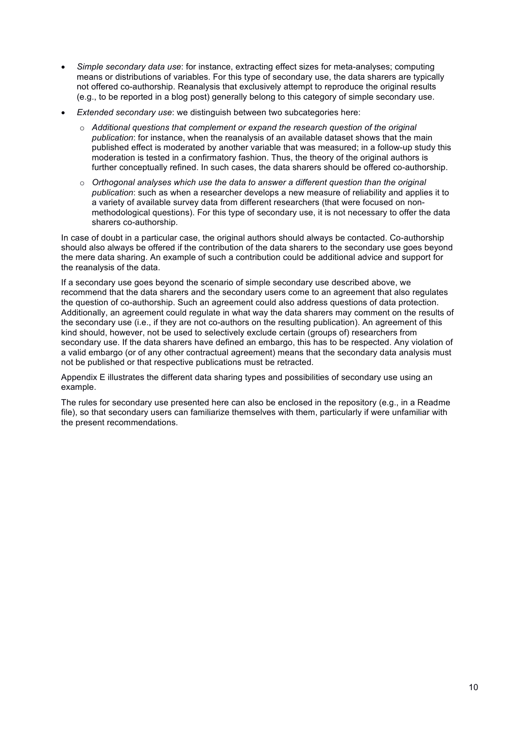- *Simple secondary data use*: for instance, extracting effect sizes for meta-analyses; computing means or distributions of variables. For this type of secondary use, the data sharers are typically not offered co-authorship. Reanalysis that exclusively attempt to reproduce the original results (e.g., to be reported in a blog post) generally belong to this category of simple secondary use.
- *Extended secondary use*: we distinguish between two subcategories here:
  - *Additional questions that complement or expand the research question of the original publication*: for instance, when the reanalysis of an available dataset shows that the main published effect is moderated by another variable that was measured; in a follow-up study this moderation is tested in a confirmatory fashion. Thus, the theory of the original authors is further conceptually refined. In such cases, the data sharers should be offered co-authorship.
  - *Orthogonal analyses which use the data to answer a different question than the original publication*: such as when a researcher develops a new measure of reliability and applies it to a variety of available survey data from different researchers (that were focused on non-methodological questions). For this type of secondary use, it is not necessary to offer the data sharers co-authorship.

In case of doubt in a particular case, the original authors should always be contacted. Co-authorship should also always be offered if the contribution of the data sharers to the secondary use goes beyond the mere data sharing. An example of such a contribution could be additional advice and support for the reanalysis of the data.

If a secondary use goes beyond the scenario of simple secondary use described above, we recommend that the data sharers and the secondary users come to an agreement that also regulates the question of co-authorship. Such an agreement could also address questions of data protection. Additionally, an agreement could regulate in what way the data sharers may comment on the results of the secondary use (i.e., if they are not co-authors on the resulting publication). An agreement of this kind should, however, not be used to selectively exclude certain (groups of) researchers from secondary use. If the data sharers have defined an embargo, this has to be respected. Any violation of a valid embargo (or of any other contractual agreement) means that the secondary data analysis must not be published or that respective publications must be retracted.

Appendix E illustrates the different data sharing types and possibilities of secondary use using an example.

The rules for secondary use presented here can also be enclosed in the repository (e.g., in a Readme file), so that secondary users can familiarize themselves with them, particularly if were unfamiliar with the present recommendations.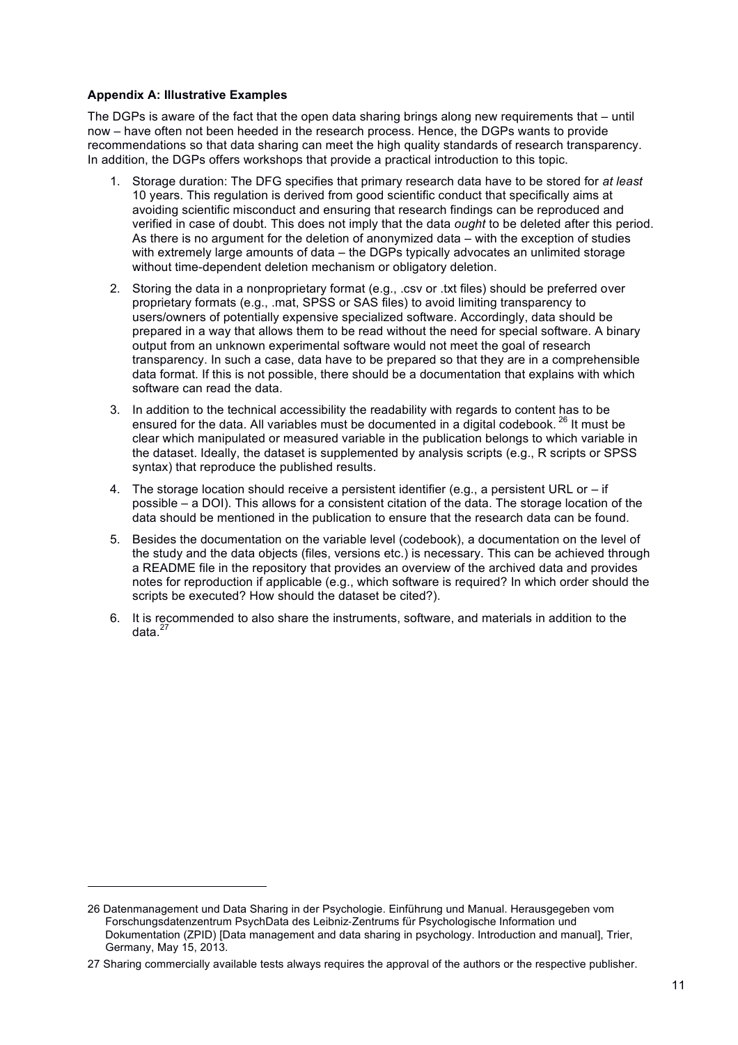**Appendix A: Illustrative Examples**

The DGPs is aware of the fact that the open data sharing brings along new requirements that – until now – have often not been heeded in the research process. Hence, the DGPs wants to provide recommendations so that data sharing can meet the high quality standards of research transparency. In addition, the DGPs offers workshops that provide a practical introduction to this topic.

1. Storage duration: The DFG specifies that primary research data have to be stored for *at least* 10 years. This regulation is derived from good scientific conduct that specifically aims at avoiding scientific misconduct and ensuring that research findings can be reproduced and verified in case of doubt. This does not imply that the data *ought* to be deleted after this period. As there is no argument for the deletion of anonymized data – with the exception of studies with extremely large amounts of data – the DGPs typically advocates an unlimited storage without time-dependent deletion mechanism or obligatory deletion.
2. Storing the data in a nonproprietary format (e.g., .csv or .txt files) should be preferred over proprietary formats (e.g., .mat, SPSS or SAS files) to avoid limiting transparency to users/owners of potentially expensive specialized software. Accordingly, data should be prepared in a way that allows them to be read without the need for special software. A binary output from an unknown experimental software would not meet the goal of research transparency. In such a case, data have to be prepared so that they are in a comprehensible data format. If this is not possible, there should be a documentation that explains with which software can read the data.
3. In addition to the technical accessibility the readability with regards to content has to be ensured for the data. All variables must be documented in a digital codebook. [26] It must be clear which manipulated or measured variable in the publication belongs to which variable in the dataset. Ideally, the dataset is supplemented by analysis scripts (e.g., R scripts or SPSS syntax) that reproduce the published results.
4. The storage location should receive a persistent identifier (e.g., a persistent URL or – if possible – a DOI). This allows for a consistent citation of the data. The storage location of the data should be mentioned in the publication to ensure that the research data can be found.
5. Besides the documentation on the variable level (codebook), a documentation on the level of the study and the data objects (files, versions etc.) is necessary. This can be achieved through a README file in the repository that provides an overview of the archived data and provides notes for reproduction if applicable (e.g., which software is required? In which order should the scripts be executed? How should the dataset be cited?).
6. It is recommended to also share the instruments, software, and materials in addition to the data.[27]

---

26 Datenmanagement und Data Sharing in der Psychologie. Einführung und Manual. Herausgegeben vom Forschungsdatenzentrum PsychData des Leibniz-Zentrums für Psychologische Information und Dokumentation (ZPID) [Data management and data sharing in psychology. Introduction and manual], Trier, Germany, May 15, 2013.

27 Sharing commercially available tests always requires the approval of the authors or the respective publisher.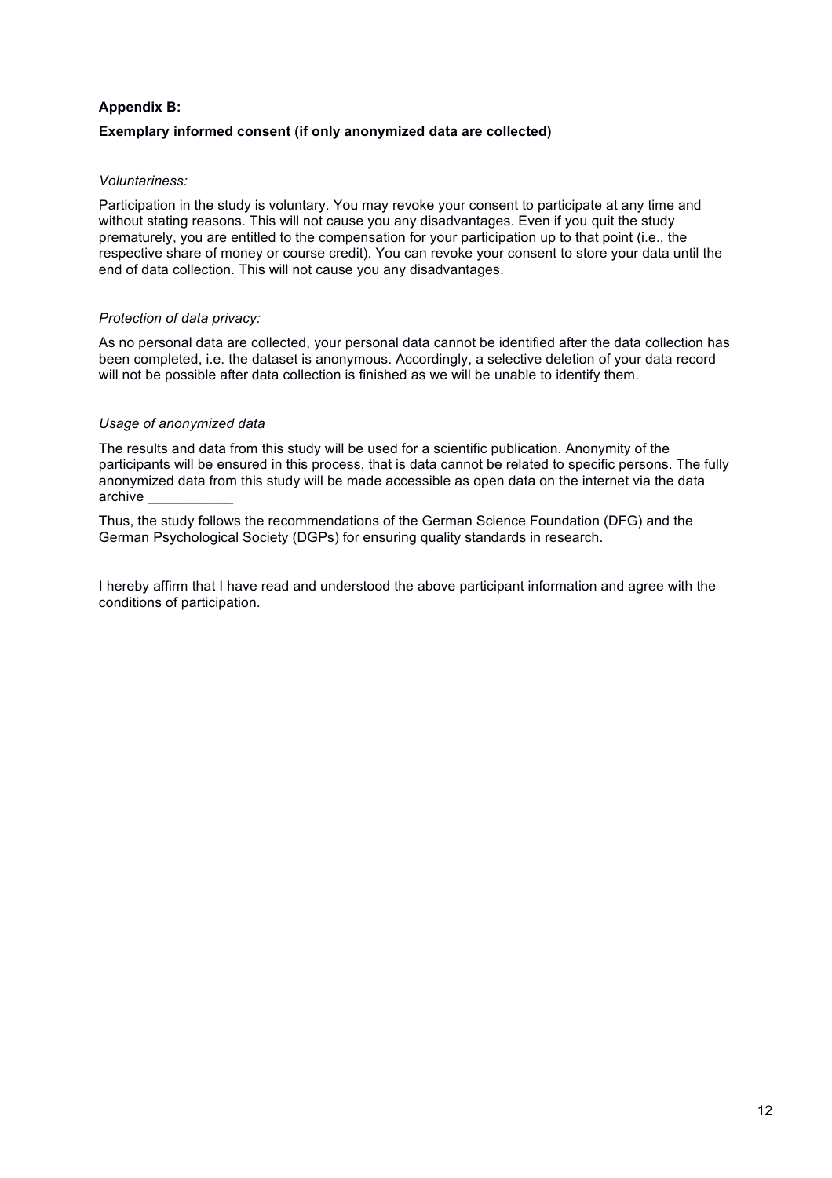**Appendix B:**

**Exemplary informed consent (if only anonymized data are collected)**

*Voluntariness:*

Participation in the study is voluntary. You may revoke your consent to participate at any time and without stating reasons. This will not cause you any disadvantages. Even if you quit the study prematurely, you are entitled to the compensation for your participation up to that point (i.e., the respective share of money or course credit). You can revoke your consent to store your data until the end of data collection. This will not cause you any disadvantages.

*Protection of data privacy:*

As no personal data are collected, your personal data cannot be identified after the data collection has been completed, i.e. the dataset is anonymous. Accordingly, a selective deletion of your data record will not be possible after data collection is finished as we will be unable to identify them.

*Usage of anonymized data*

The results and data from this study will be used for a scientific publication. Anonymity of the participants will be ensured in this process, that is data cannot be related to specific persons. The fully anonymized data from this study will be made accessible as open data on the internet via the data archive ___________

Thus, the study follows the recommendations of the German Science Foundation (DFG) and the German Psychological Society (DGPs) for ensuring quality standards in research.

I hereby affirm that I have read and understood the above participant information and agree with the conditions of participation.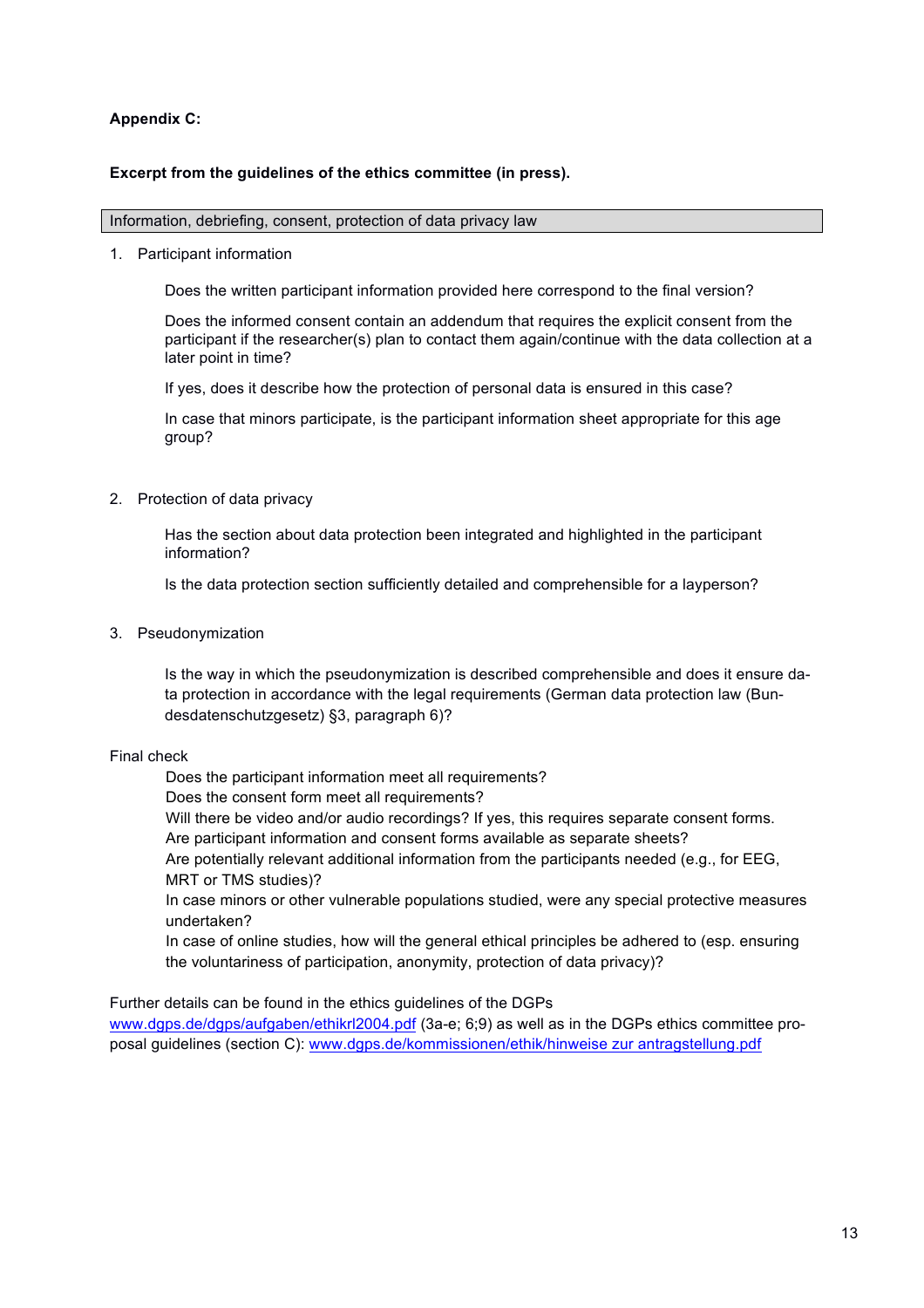**Appendix C:**

**Excerpt from the guidelines of the ethics committee (in press).**

| Information, debriefing, consent, protection of data privacy law |
| --- |

1. Participant information

   Does the written participant information provided here correspond to the final version?

   Does the informed consent contain an addendum that requires the explicit consent from the participant if the researcher(s) plan to contact them again/continue with the data collection at a later point in time?

   If yes, does it describe how the protection of personal data is ensured in this case?

   In case that minors participate, is the participant information sheet appropriate for this age group?

2. Protection of data privacy

   Has the section about data protection been integrated and highlighted in the participant information?

   Is the data protection section sufficiently detailed and comprehensible for a layperson?

3. Pseudonymization

   Is the way in which the pseudonymization is described comprehensible and does it ensure data protection in accordance with the legal requirements (German data protection law (Bundesdatenschutzgesetz) §3, paragraph 6)?

Final check

   Does the participant information meet all requirements?
   Does the consent form meet all requirements?
   Will there be video and/or audio recordings? If yes, this requires separate consent forms.
   Are participant information and consent forms available as separate sheets?
   Are potentially relevant additional information from the participants needed (e.g., for EEG, MRT or TMS studies)?
   In case minors or other vulnerable populations studied, were any special protective measures undertaken?
   In case of online studies, how will the general ethical principles be adhered to (esp. ensuring the voluntariness of participation, anonymity, protection of data privacy)?

Further details can be found in the ethics guidelines of the DGPs www.dgps.de/dgps/aufgaben/ethikrl2004.pdf (3a-e; 6;9) as well as in the DGPs ethics committee proposal guidelines (section C): www.dgps.de/kommissionen/ethik/hinweise zur antragstellung.pdf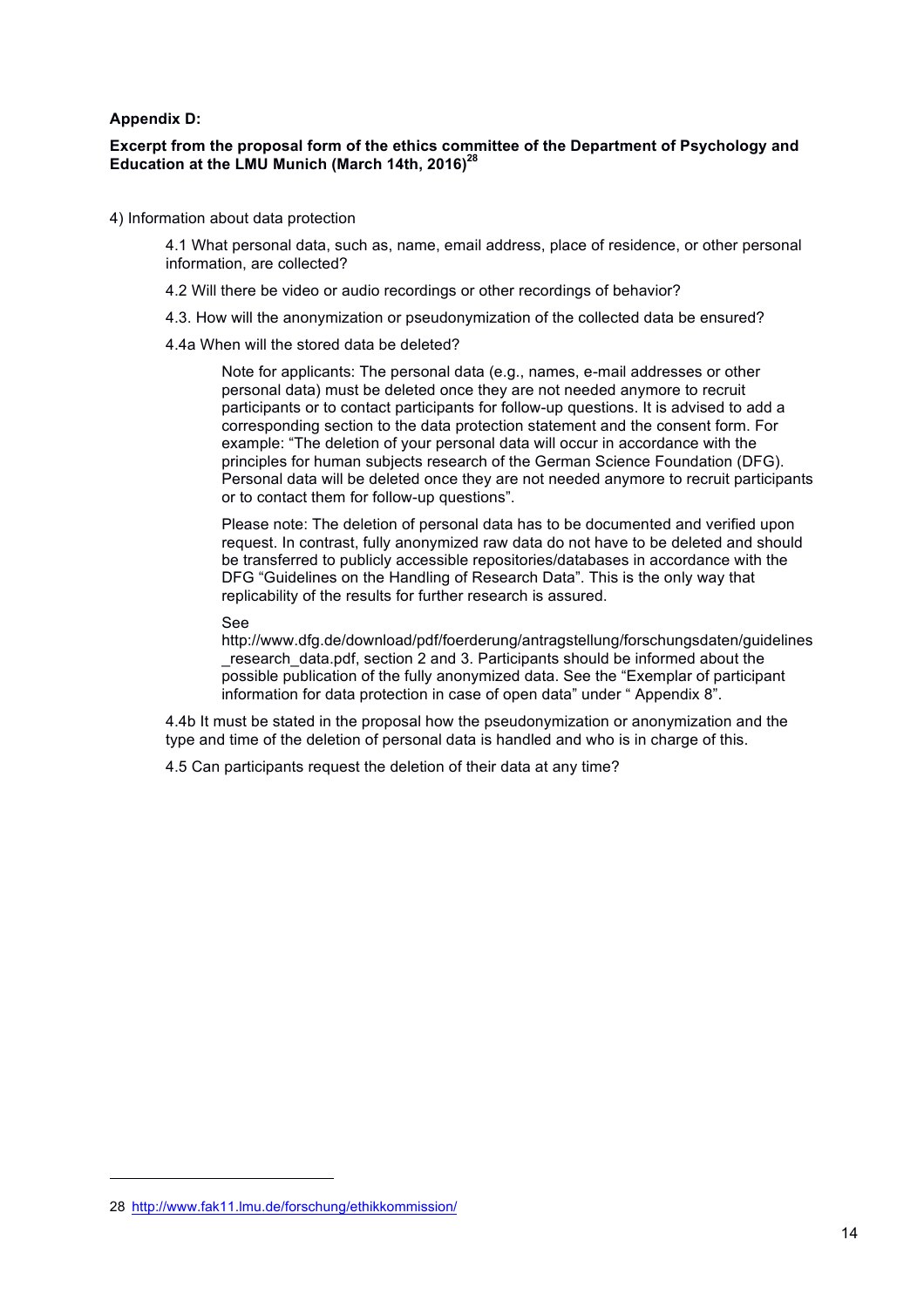**Appendix D:**

**Excerpt from the proposal form of the ethics committee of the Department of Psychology and Education at the LMU Munich (March 14th, 2016)[28]**

4) Information about data protection

> 4.1 What personal data, such as, name, email address, place of residence, or other personal information, are collected?
>
> 4.2 Will there be video or audio recordings or other recordings of behavior?
>
> 4.3. How will the anonymization or pseudonymization of the collected data be ensured?
>
> 4.4a When will the stored data be deleted?
>
> > Note for applicants: The personal data (e.g., names, e-mail addresses or other personal data) must be deleted once they are not needed anymore to recruit participants or to contact participants for follow-up questions. It is advised to add a corresponding section to the data protection statement and the consent form. For example: "The deletion of your personal data will occur in accordance with the principles for human subjects research of the German Science Foundation (DFG). Personal data will be deleted once they are not needed anymore to recruit participants or to contact them for follow-up questions".
> >
> > Please note: The deletion of personal data has to be documented and verified upon request. In contrast, fully anonymized raw data do not have to be deleted and should be transferred to publicly accessible repositories/databases in accordance with the DFG "Guidelines on the Handling of Research Data". This is the only way that replicability of the results for further research is assured.
> >
> > See http://www.dfg.de/download/pdf/foerderung/antragstellung/forschungsdaten/guidelines_research_data.pdf, section 2 and 3. Participants should be informed about the possible publication of the fully anonymized data. See the "Exemplar of participant information for data protection in case of open data" under " Appendix 8".
>
> 4.4b It must be stated in the proposal how the pseudonymization or anonymization and the type and time of the deletion of personal data is handled and who is in charge of this.
>
> 4.5 Can participants request the deletion of their data at any time?

---

28 http://www.fak11.lmu.de/forschung/ethikkommission/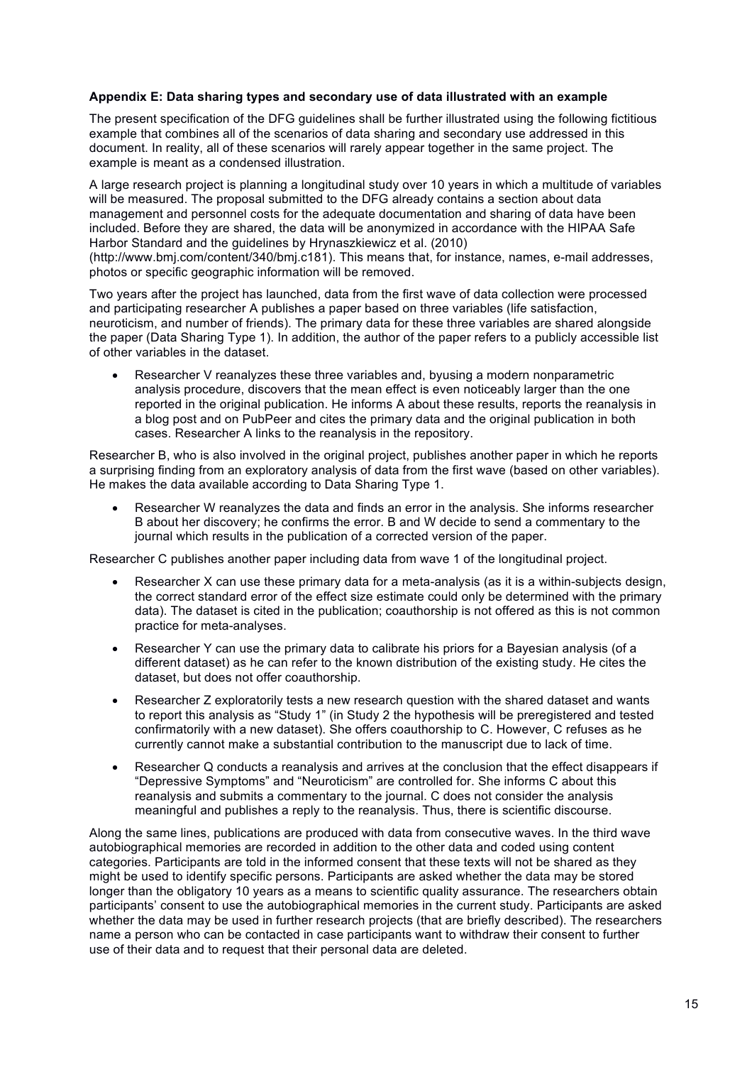**Appendix E: Data sharing types and secondary use of data illustrated with an example**

The present specification of the DFG guidelines shall be further illustrated using the following fictitious example that combines all of the scenarios of data sharing and secondary use addressed in this document. In reality, all of these scenarios will rarely appear together in the same project. The example is meant as a condensed illustration.

A large research project is planning a longitudinal study over 10 years in which a multitude of variables will be measured. The proposal submitted to the DFG already contains a section about data management and personnel costs for the adequate documentation and sharing of data have been included. Before they are shared, the data will be anonymized in accordance with the HIPAA Safe Harbor Standard and the guidelines by Hrynaszkiewicz et al. (2010) (http://www.bmj.com/content/340/bmj.c181). This means that, for instance, names, e-mail addresses, photos or specific geographic information will be removed.

Two years after the project has launched, data from the first wave of data collection were processed and participating researcher A publishes a paper based on three variables (life satisfaction, neuroticism, and number of friends). The primary data for these three variables are shared alongside the paper (Data Sharing Type 1). In addition, the author of the paper refers to a publicly accessible list of other variables in the dataset.

- Researcher V reanalyzes these three variables and, byusing a modern nonparametric analysis procedure, discovers that the mean effect is even noticeably larger than the one reported in the original publication. He informs A about these results, reports the reanalysis in a blog post and on PubPeer and cites the primary data and the original publication in both cases. Researcher A links to the reanalysis in the repository.

Researcher B, who is also involved in the original project, publishes another paper in which he reports a surprising finding from an exploratory analysis of data from the first wave (based on other variables). He makes the data available according to Data Sharing Type 1.

- Researcher W reanalyzes the data and finds an error in the analysis. She informs researcher B about her discovery; he confirms the error. B and W decide to send a commentary to the journal which results in the publication of a corrected version of the paper.

Researcher C publishes another paper including data from wave 1 of the longitudinal project.

- Researcher X can use these primary data for a meta-analysis (as it is a within-subjects design, the correct standard error of the effect size estimate could only be determined with the primary data). The dataset is cited in the publication; coauthorship is not offered as this is not common practice for meta-analyses.
- Researcher Y can use the primary data to calibrate his priors for a Bayesian analysis (of a different dataset) as he can refer to the known distribution of the existing study. He cites the dataset, but does not offer coauthorship.
- Researcher Z exploratorily tests a new research question with the shared dataset and wants to report this analysis as "Study 1" (in Study 2 the hypothesis will be preregistered and tested confirmatorily with a new dataset). She offers coauthorship to C. However, C refuses as he currently cannot make a substantial contribution to the manuscript due to lack of time.
- Researcher Q conducts a reanalysis and arrives at the conclusion that the effect disappears if "Depressive Symptoms" and "Neuroticism" are controlled for. She informs C about this reanalysis and submits a commentary to the journal. C does not consider the analysis meaningful and publishes a reply to the reanalysis. Thus, there is scientific discourse.

Along the same lines, publications are produced with data from consecutive waves. In the third wave autobiographical memories are recorded in addition to the other data and coded using content categories. Participants are told in the informed consent that these texts will not be shared as they might be used to identify specific persons. Participants are asked whether the data may be stored longer than the obligatory 10 years as a means to scientific quality assurance. The researchers obtain participants' consent to use the autobiographical memories in the current study. Participants are asked whether the data may be used in further research projects (that are briefly described). The researchers name a person who can be contacted in case participants want to withdraw their consent to further use of their data and to request that their personal data are deleted.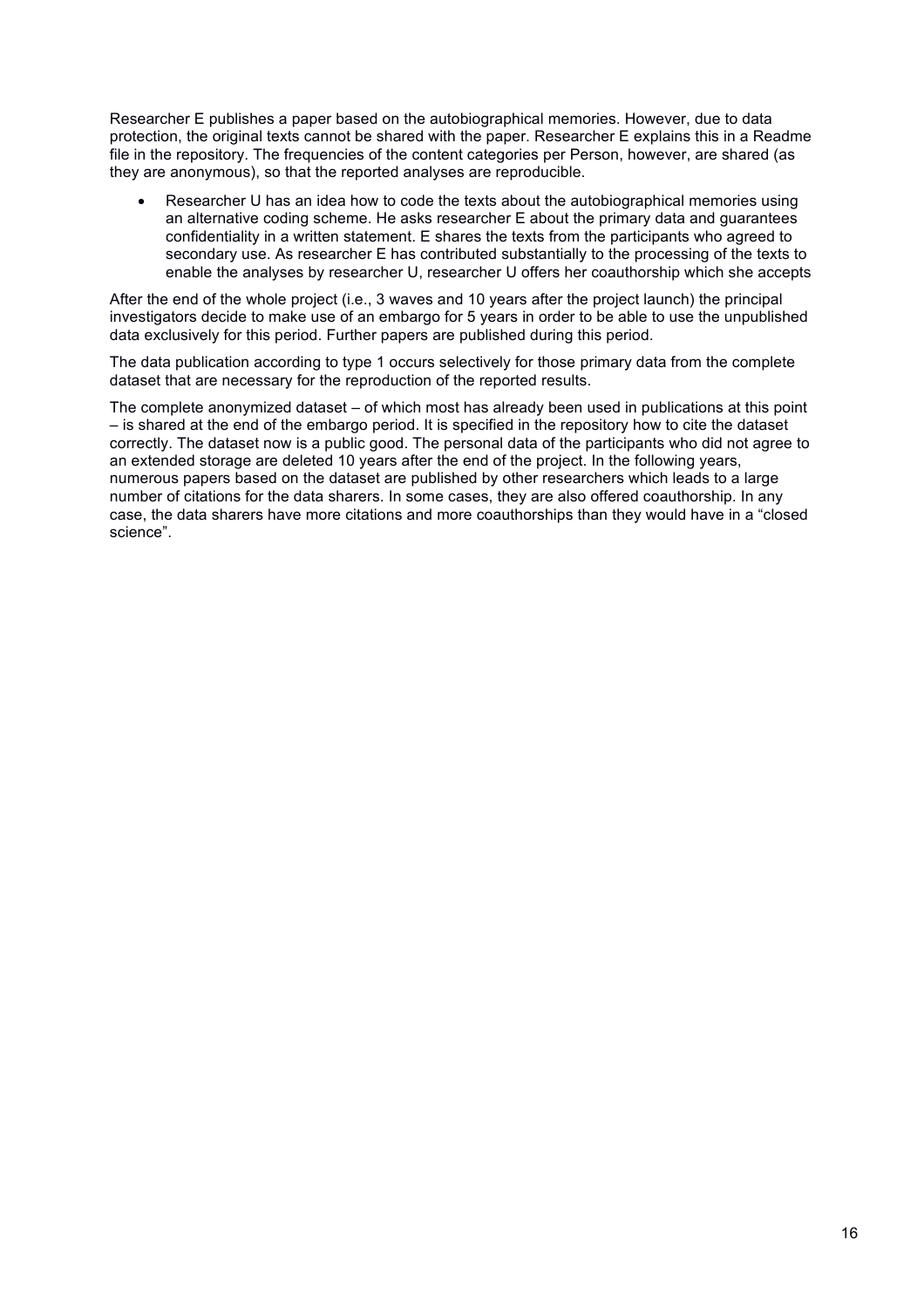Researcher E publishes a paper based on the autobiographical memories. However, due to data protection, the original texts cannot be shared with the paper. Researcher E explains this in a Readme file in the repository. The frequencies of the content categories per Person, however, are shared (as they are anonymous), so that the reported analyses are reproducible.

- Researcher U has an idea how to code the texts about the autobiographical memories using an alternative coding scheme. He asks researcher E about the primary data and guarantees confidentiality in a written statement. E shares the texts from the participants who agreed to secondary use. As researcher E has contributed substantially to the processing of the texts to enable the analyses by researcher U, researcher U offers her coauthorship which she accepts

After the end of the whole project (i.e., 3 waves and 10 years after the project launch) the principal investigators decide to make use of an embargo for 5 years in order to be able to use the unpublished data exclusively for this period. Further papers are published during this period.

The data publication according to type 1 occurs selectively for those primary data from the complete dataset that are necessary for the reproduction of the reported results.

The complete anonymized dataset – of which most has already been used in publications at this point – is shared at the end of the embargo period. It is specified in the repository how to cite the dataset correctly. The dataset now is a public good. The personal data of the participants who did not agree to an extended storage are deleted 10 years after the end of the project. In the following years, numerous papers based on the dataset are published by other researchers which leads to a large number of citations for the data sharers. In some cases, they are also offered coauthorship. In any case, the data sharers have more citations and more coauthorships than they would have in a "closed science".